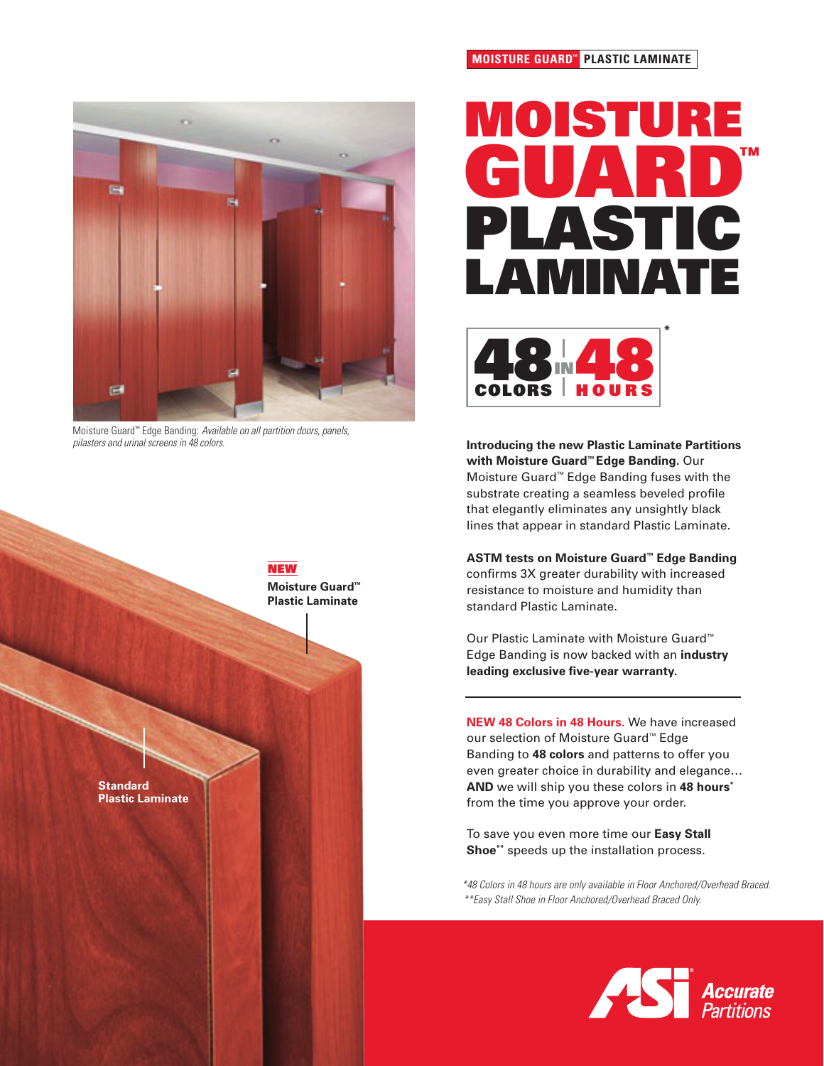MOISTURE GUARD™ PLASTIC LAMINATE

# MOISTURE GUARD™ PLASTIC LAMINATE

**48 COLORS IN 48 HOURS***

Moisture Guard™ Edge Banding: *Available on all partition doors, panels, pilasters and urinal screens in 48 colors.*

**NEW**
**Moisture Guard™ Plastic Laminate**

**Standard Plastic Laminate**

**Introducing the new Plastic Laminate Partitions with Moisture Guard™ Edge Banding.** Our Moisture Guard™ Edge Banding fuses with the substrate creating a seamless beveled profile that elegantly eliminates any unsightly black lines that appear in standard Plastic Laminate.

**ASTM tests on Moisture Guard™ Edge Banding** confirms 3X greater durability with increased resistance to moisture and humidity than standard Plastic Laminate.

Our Plastic Laminate with Moisture Guard™ Edge Banding is now backed with an **industry leading exclusive five-year warranty.**

---

**NEW 48 Colors in 48 Hours.** We have increased our selection of Moisture Guard™ Edge Banding to **48 colors** and patterns to offer you even greater choice in durability and elegance… **AND** we will ship you these colors in **48 hours*** from the time you approve your order.

To save you even more time our **Easy Stall Shoe**** speeds up the installation process.

*\*48 Colors in 48 hours are only available in Floor Anchored/Overhead Braced.*
*\*\*Easy Stall Shoe in Floor Anchored/Overhead Braced Only.*

ASI® Accurate Partitions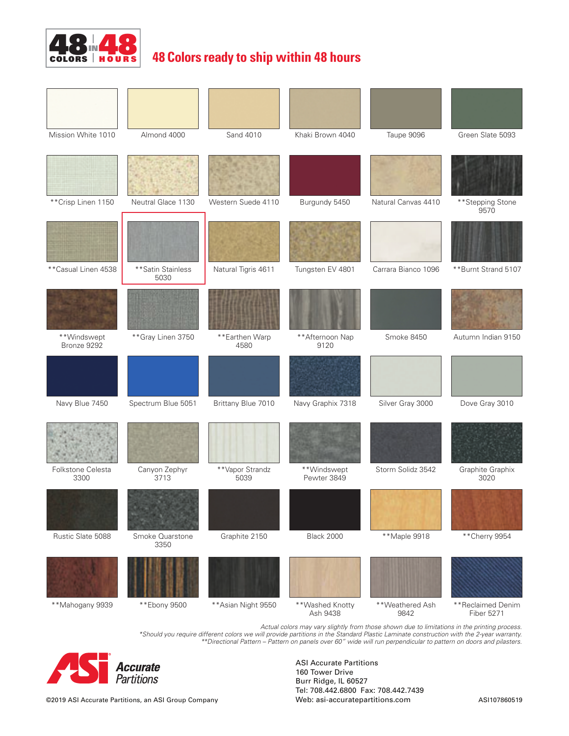# 48 COLORS IN 48 HOURS

## 48 Colors ready to ship within 48 hours

| | | | | | |
|---|---|---|---|---|---|
| Mission White 1010 | Almond 4000 | Sand 4010 | Khaki Brown 4040 | Taupe 9096 | Green Slate 5093 |
| **Crisp Linen 1150 | Neutral Glace 1130 | Western Suede 4110 | Burgundy 5450 | Natural Canvas 4410 | **Stepping Stone 9570 |
| **Casual Linen 4538 | **Satin Stainless 5030 | Natural Tigris 4611 | Tungsten EV 4801 | Carrara Bianco 1096 | **Burnt Strand 5107 |
| **Windswept Bronze 9292 | **Gray Linen 3750 | **Earthen Warp 4580 | **Afternoon Nap 9120 | Smoke 8450 | Autumn Indian 9150 |
| Navy Blue 7450 | Spectrum Blue 5051 | Brittany Blue 7010 | Navy Graphix 7318 | Silver Gray 3000 | Dove Gray 3010 |
| Folkstone Celesta 3300 | Canyon Zephyr 3713 | **Vapor Strandz 5039 | **Windswept Pewter 3849 | Storm Solidz 3542 | Graphite Graphix 3020 |
| Rustic Slate 5088 | Smoke Quarstone 3350 | Graphite 2150 | Black 2000 | **Maple 9918 | **Cherry 9954 |
| **Mahogany 9939 | **Ebony 9500 | **Asian Night 9550 | **Washed Knotty Ash 9438 | **Weathered Ash 9842 | **Reclaimed Denim Fiber 5271 |

*Actual colors may vary slightly from those shown due to limitations in the printing process.*
**Should you require different colors we will provide partitions in the Standard Plastic Laminate construction with the 2-year warranty.*
***Directional Pattern – Pattern on panels over 60" wide will run perpendicular to pattern on doors and pilasters.*

ASI Accurate Partitions

©2019 ASI Accurate Partitions, an ASI Group Company

ASI Accurate Partitions
160 Tower Drive
Burr Ridge, IL 60527
Tel: 708.442.6800 Fax: 708.442.7439
Web: asi-accuratepartitions.com

ASI107860519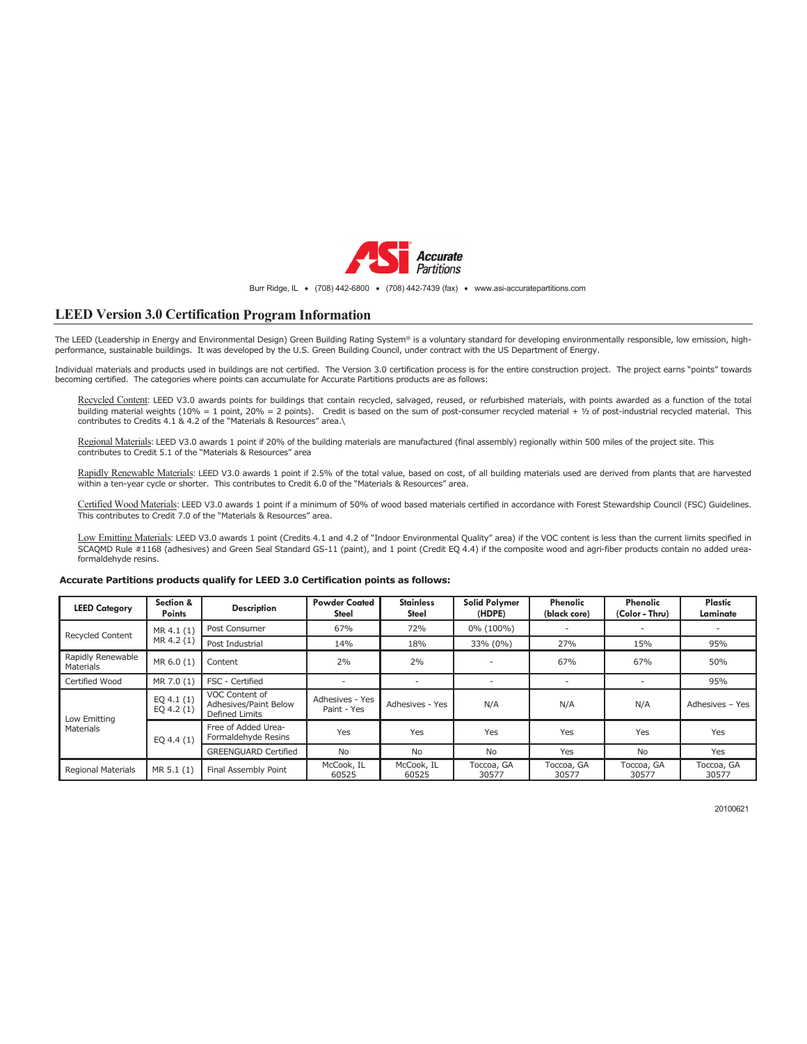Accurate Partitions

Burr Ridge, IL • (708) 442-6800 • (708) 442-7439 (fax) • www.asi-accuratepartitions.com

## LEED Version 3.0 Certification Program Information

The LEED (Leadership in Energy and Environmental Design) Green Building Rating System® is a voluntary standard for developing environmentally responsible, low emission, high-performance, sustainable buildings. It was developed by the U.S. Green Building Council, under contract with the US Department of Energy.

Individual materials and products used in buildings are not certified. The Version 3.0 certification process is for the entire construction project. The project earns "points" towards becoming certified. The categories where points can accumulate for Accurate Partitions products are as follows:

Recycled Content: LEED V3.0 awards points for buildings that contain recycled, salvaged, reused, or refurbished materials, with points awarded as a function of the total building material weights (10% = 1 point, 20% = 2 points). Credit is based on the sum of post-consumer recycled material + ½ of post-industrial recycled material. This contributes to Credits 4.1 & 4.2 of the "Materials & Resources" area.\

Regional Materials: LEED V3.0 awards 1 point if 20% of the building materials are manufactured (final assembly) regionally within 500 miles of the project site. This contributes to Credit 5.1 of the "Materials & Resources" area

Rapidly Renewable Materials: LEED V3.0 awards 1 point if 2.5% of the total value, based on cost, of all building materials used are derived from plants that are harvested within a ten-year cycle or shorter. This contributes to Credit 6.0 of the "Materials & Resources" area.

Certified Wood Materials: LEED V3.0 awards 1 point if a minimum of 50% of wood based materials certified in accordance with Forest Stewardship Council (FSC) Guidelines. This contributes to Credit 7.0 of the "Materials & Resources" area.

Low Emitting Materials: LEED V3.0 awards 1 point (Credits 4.1 and 4.2 of "Indoor Environmental Quality" area) if the VOC content is less than the current limits specified in SCAQMD Rule #1168 (adhesives) and Green Seal Standard GS-11 (paint), and 1 point (Credit EQ 4.4) if the composite wood and agri-fiber products contain no added urea-formaldehyde resins.

**Accurate Partitions products qualify for LEED 3.0 Certification points as follows:**

| LEED Category | Section & Points | Description | Powder Coated Steel | Stainless Steel | Solid Polymer (HDPE) | Phenolic (black core) | Phenolic (Color - Thru) | Plastic Laminate |
|---|---|---|---|---|---|---|---|---|
| Recycled Content | MR 4.1 (1) MR 4.2 (1) | Post Consumer | 67% | 72% | 0% (100%) | - | - | - |
| | | Post Industrial | 14% | 18% | 33% (0%) | 27% | 15% | 95% |
| Rapidly Renewable Materials | MR 6.0 (1) | Content | 2% | 2% | - | 67% | 67% | 50% |
| Certified Wood | MR 7.0 (1) | FSC - Certified | - | - | - | - | - | 95% |
| Low Emitting Materials | EQ 4.1 (1) EQ 4.2 (1) | VOC Content of Adhesives/Paint Below Defined Limits | Adhesives - Yes Paint - Yes | Adhesives - Yes | N/A | N/A | N/A | Adhesives – Yes |
| | EQ 4.4 (1) | Free of Added Urea-Formaldehyde Resins | Yes | Yes | Yes | Yes | Yes | Yes |
| | | GREENGUARD Certified | No | No | No | Yes | No | Yes |
| Regional Materials | MR 5.1 (1) | Final Assembly Point | McCook, IL 60525 | McCook, IL 60525 | Toccoa, GA 30577 | Toccoa, GA 30577 | Toccoa, GA 30577 | Toccoa, GA 30577 |

20100621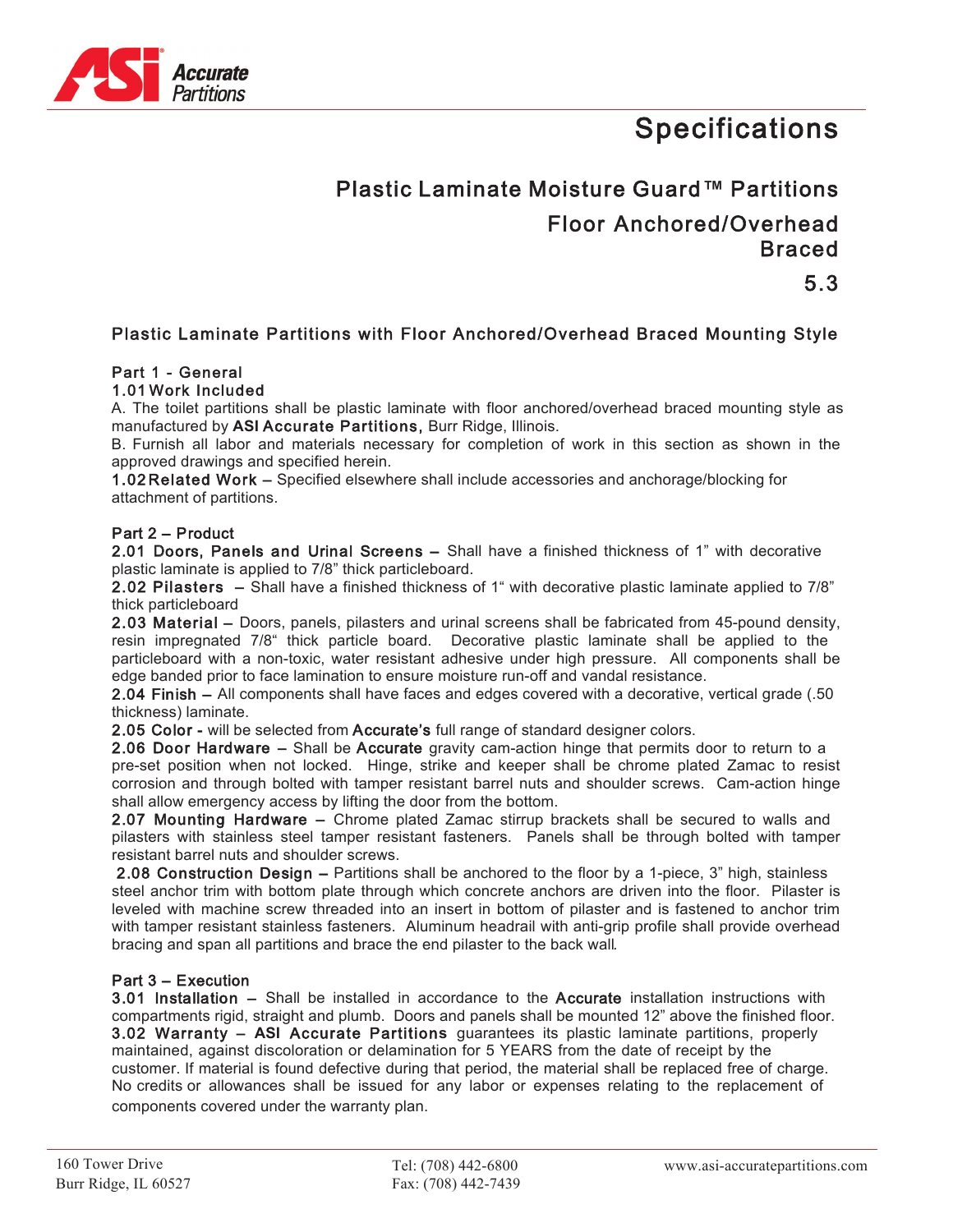# Specifications

## Plastic Laminate Moisture Guard™ Partitions

## Floor Anchored/Overhead Braced

## 5.3

### Plastic Laminate Partitions with Floor Anchored/Overhead Braced Mounting Style

**Part 1 - General**

**1.01 Work Included**

A. The toilet partitions shall be plastic laminate with floor anchored/overhead braced mounting style as manufactured by **ASI Accurate Partitions,** Burr Ridge, Illinois.

B. Furnish all labor and materials necessary for completion of work in this section as shown in the approved drawings and specified herein.

**1.02 Related Work –** Specified elsewhere shall include accessories and anchorage/blocking for attachment of partitions.

**Part 2 – Product**

**2.01 Doors, Panels and Urinal Screens –** Shall have a finished thickness of 1" with decorative plastic laminate is applied to 7/8" thick particleboard.

**2.02 Pilasters –** Shall have a finished thickness of 1" with decorative plastic laminate applied to 7/8" thick particleboard

**2.03 Material –** Doors, panels, pilasters and urinal screens shall be fabricated from 45-pound density, resin impregnated 7/8" thick particle board. Decorative plastic laminate shall be applied to the particleboard with a non-toxic, water resistant adhesive under high pressure. All components shall be edge banded prior to face lamination to ensure moisture run-off and vandal resistance.

**2.04 Finish –** All components shall have faces and edges covered with a decorative, vertical grade (.50 thickness) laminate.

**2.05 Color -** will be selected from **Accurate's** full range of standard designer colors.

**2.06 Door Hardware –** Shall be **Accurate** gravity cam-action hinge that permits door to return to a pre-set position when not locked. Hinge, strike and keeper shall be chrome plated Zamac to resist corrosion and through bolted with tamper resistant barrel nuts and shoulder screws. Cam-action hinge shall allow emergency access by lifting the door from the bottom.

**2.07 Mounting Hardware –** Chrome plated Zamac stirrup brackets shall be secured to walls and pilasters with stainless steel tamper resistant fasteners. Panels shall be through bolted with tamper resistant barrel nuts and shoulder screws.

**2.08 Construction Design –** Partitions shall be anchored to the floor by a 1-piece, 3" high, stainless steel anchor trim with bottom plate through which concrete anchors are driven into the floor. Pilaster is leveled with machine screw threaded into an insert in bottom of pilaster and is fastened to anchor trim with tamper resistant stainless fasteners. Aluminum headrail with anti-grip profile shall provide overhead bracing and span all partitions and brace the end pilaster to the back wall.

**Part 3 – Execution**

**3.01 Installation –** Shall be installed in accordance to the **Accurate** installation instructions with compartments rigid, straight and plumb. Doors and panels shall be mounted 12" above the finished floor.

**3.02 Warranty – ASI Accurate Partitions** guarantees its plastic laminate partitions, properly maintained, against discoloration or delamination for 5 YEARS from the date of receipt by the customer. If material is found defective during that period, the material shall be replaced free of charge. No credits or allowances shall be issued for any labor or expenses relating to the replacement of components covered under the warranty plan.